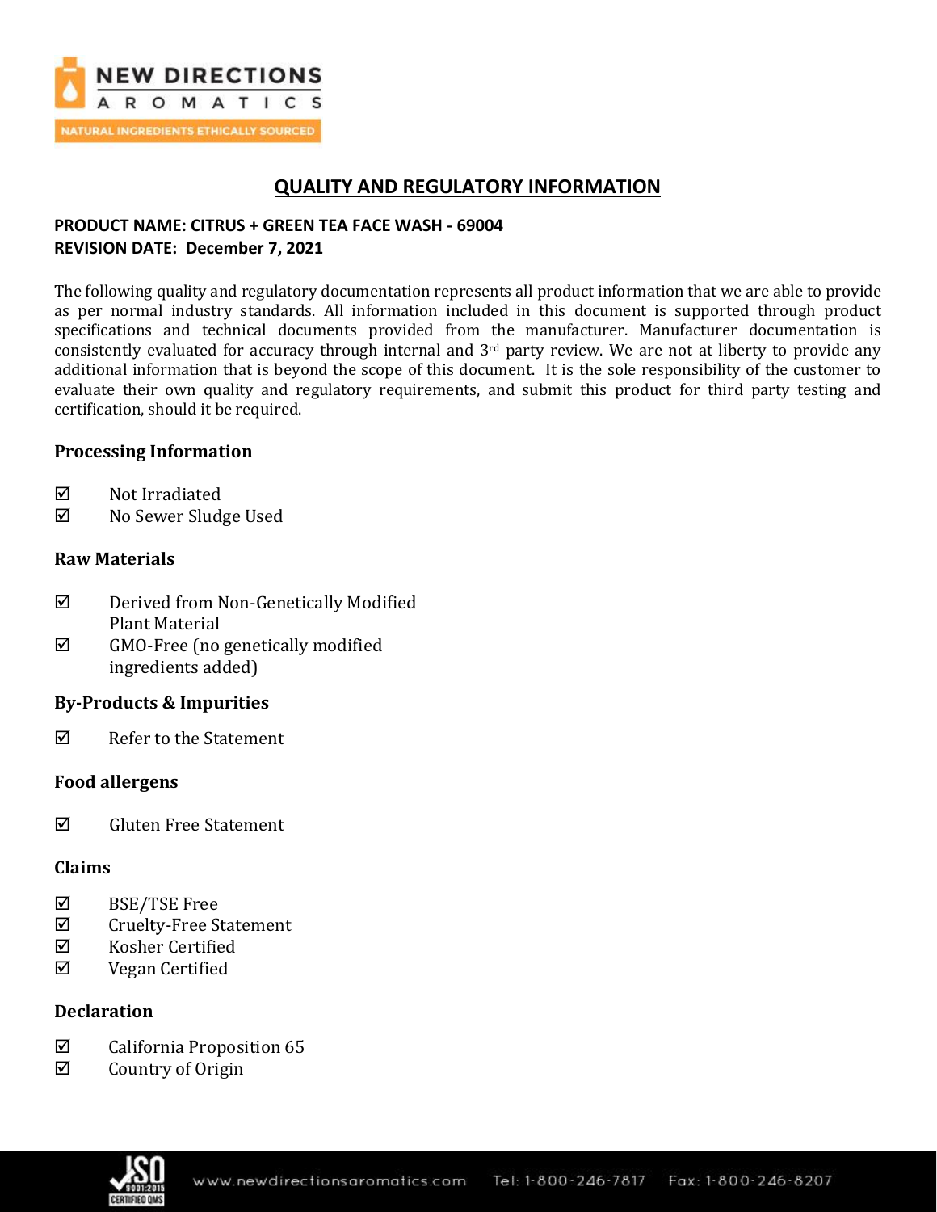# QUALITY AND REGULATORY INFORMATION

**PRODUCT NAME: CITRUS + GREEN TEA FACE WASH - 69004**
**REVISION DATE: December 7, 2021**

The following quality and regulatory documentation represents all product information that we are able to provide as per normal industry standards. All information included in this document is supported through product specifications and technical documents provided from the manufacturer. Manufacturer documentation is consistently evaluated for accuracy through internal and 3rd party review. We are not at liberty to provide any additional information that is beyond the scope of this document. It is the sole responsibility of the customer to evaluate their own quality and regulatory requirements, and submit this product for third party testing and certification, should it be required.

### Processing Information

- ☑ Not Irradiated
- ☑ No Sewer Sludge Used

### Raw Materials

- ☑ Derived from Non-Genetically Modified Plant Material
- ☑ GMO-Free (no genetically modified ingredients added)

### By-Products & Impurities

- ☑ Refer to the Statement

### Food allergens

- ☑ Gluten Free Statement

### Claims

- ☑ BSE/TSE Free
- ☑ Cruelty-Free Statement
- ☑ Kosher Certified
- ☑ Vegan Certified

### Declaration

- ☑ California Proposition 65
- ☑ Country of Origin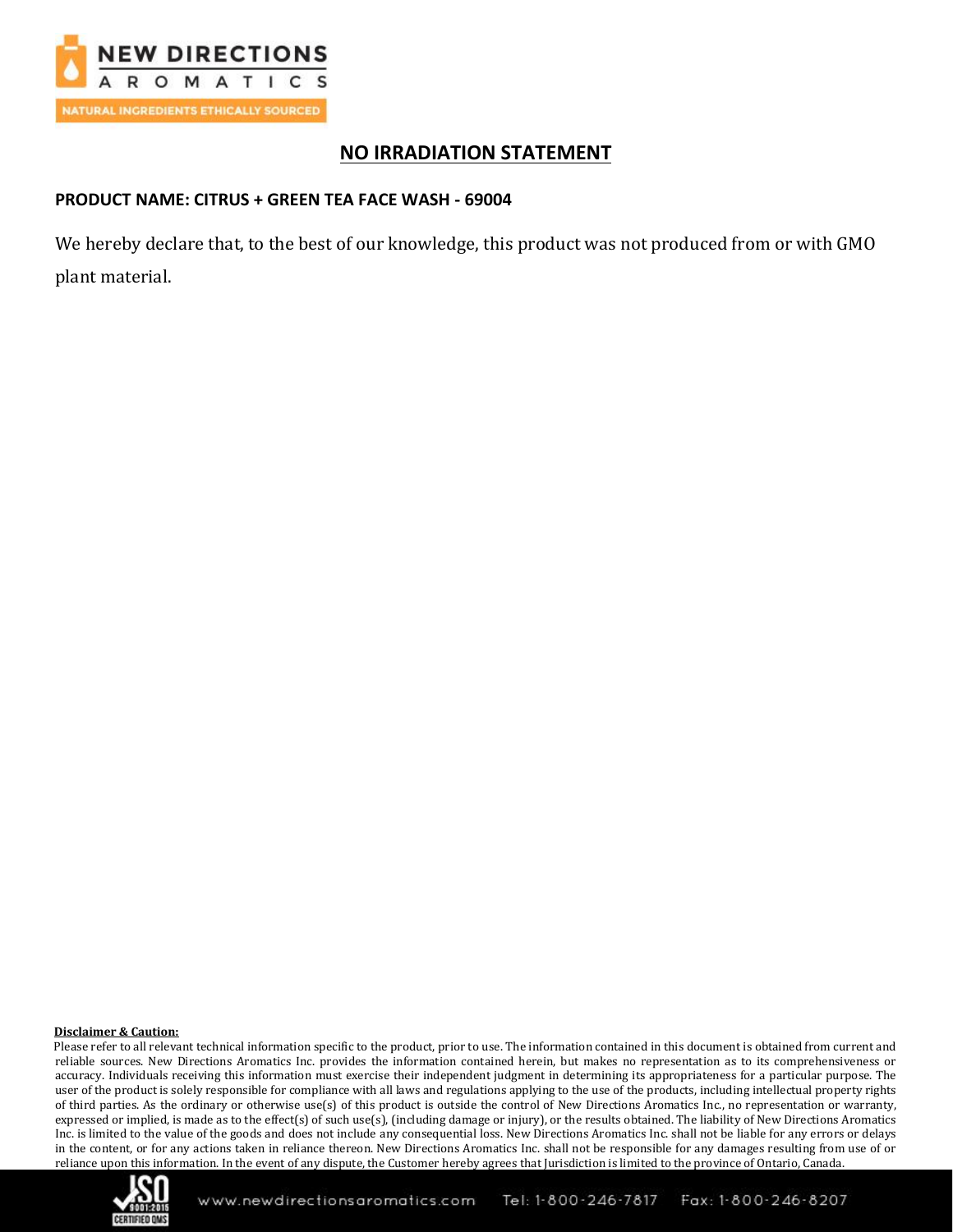## NO IRRADIATION STATEMENT

**PRODUCT NAME: CITRUS + GREEN TEA FACE WASH - 69004**

We hereby declare that, to the best of our knowledge, this product was not produced from or with GMO plant material.

**Disclaimer & Caution:**

Please refer to all relevant technical information specific to the product, prior to use. The information contained in this document is obtained from current and reliable sources. New Directions Aromatics Inc. provides the information contained herein, but makes no representation as to its comprehensiveness or accuracy. Individuals receiving this information must exercise their independent judgment in determining its appropriateness for a particular purpose. The user of the product is solely responsible for compliance with all laws and regulations applying to the use of the products, including intellectual property rights of third parties. As the ordinary or otherwise use(s) of this product is outside the control of New Directions Aromatics Inc., no representation or warranty, expressed or implied, is made as to the effect(s) of such use(s), (including damage or injury), or the results obtained. The liability of New Directions Aromatics Inc. is limited to the value of the goods and does not include any consequential loss. New Directions Aromatics Inc. shall not be liable for any errors or delays in the content, or for any actions taken in reliance thereon. New Directions Aromatics Inc. shall not be responsible for any damages resulting from use of or reliance upon this information. In the event of any dispute, the Customer hereby agrees that Jurisdiction is limited to the province of Ontario, Canada.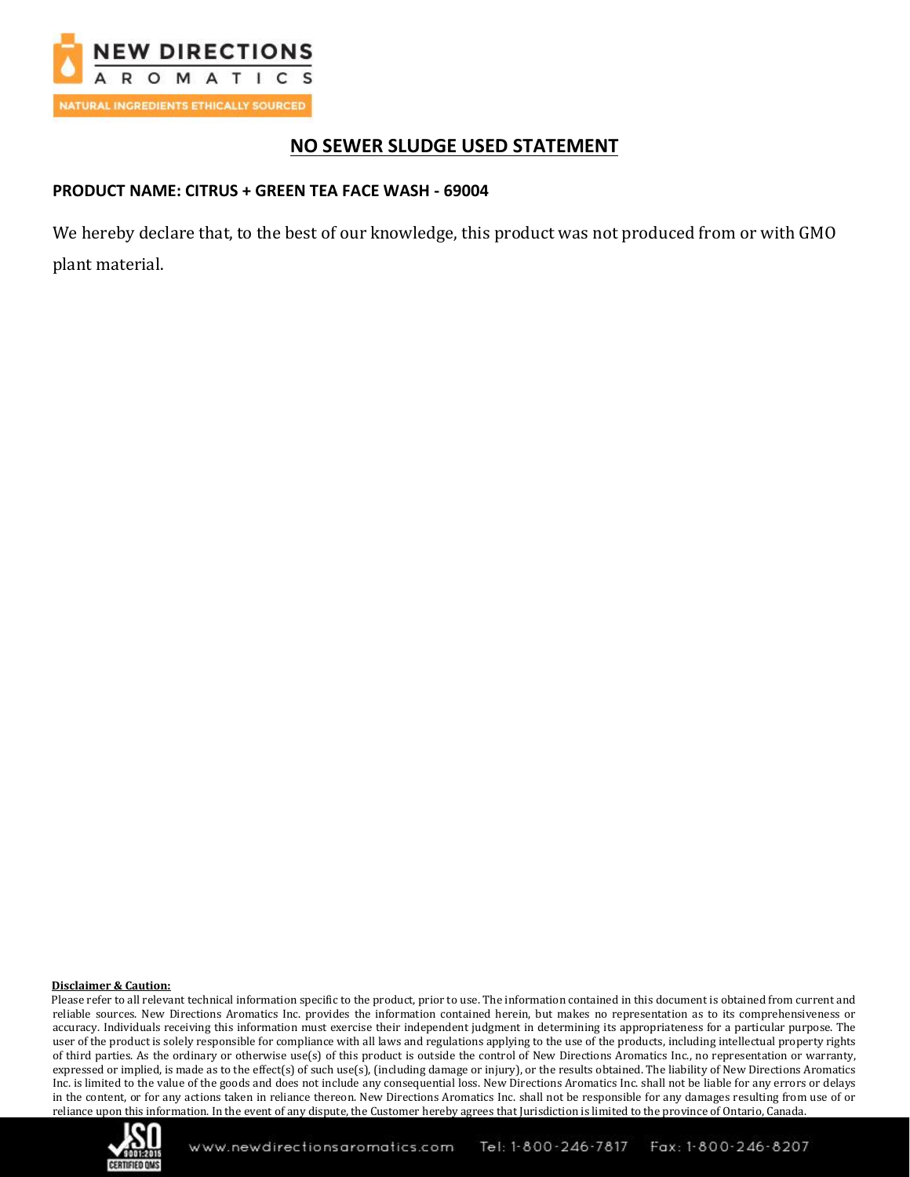## NO SEWER SLUDGE USED STATEMENT

**PRODUCT NAME: CITRUS + GREEN TEA FACE WASH - 69004**

We hereby declare that, to the best of our knowledge, this product was not produced from or with GMO plant material.

**Disclaimer & Caution:**

Please refer to all relevant technical information specific to the product, prior to use. The information contained in this document is obtained from current and reliable sources. New Directions Aromatics Inc. provides the information contained herein, but makes no representation as to its comprehensiveness or accuracy. Individuals receiving this information must exercise their independent judgment in determining its appropriateness for a particular purpose. The user of the product is solely responsible for compliance with all laws and regulations applying to the use of the products, including intellectual property rights of third parties. As the ordinary or otherwise use(s) of this product is outside the control of New Directions Aromatics Inc., no representation or warranty, expressed or implied, is made as to the effect(s) of such use(s), (including damage or injury), or the results obtained. The liability of New Directions Aromatics Inc. is limited to the value of the goods and does not include any consequential loss. New Directions Aromatics Inc. shall not be liable for any errors or delays in the content, or for any actions taken in reliance thereon. New Directions Aromatics Inc. shall not be responsible for any damages resulting from use of or reliance upon this information. In the event of any dispute, the Customer hereby agrees that Jurisdiction is limited to the province of Ontario, Canada.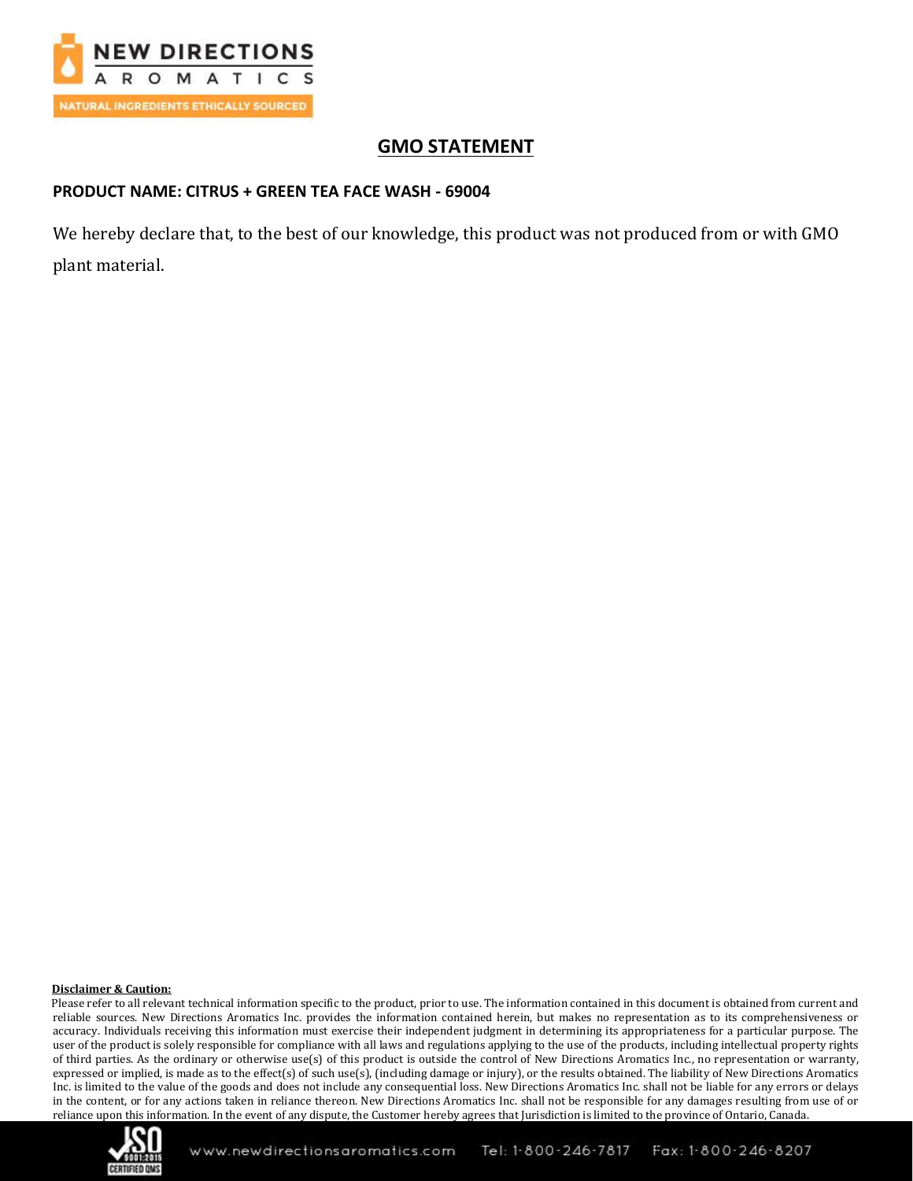# GMO STATEMENT

**PRODUCT NAME: CITRUS + GREEN TEA FACE WASH - 69004**

We hereby declare that, to the best of our knowledge, this product was not produced from or with GMO plant material.

**Disclaimer & Caution:**

Please refer to all relevant technical information specific to the product, prior to use. The information contained in this document is obtained from current and reliable sources. New Directions Aromatics Inc. provides the information contained herein, but makes no representation as to its comprehensiveness or accuracy. Individuals receiving this information must exercise their independent judgment in determining its appropriateness for a particular purpose. The user of the product is solely responsible for compliance with all laws and regulations applying to the use of the products, including intellectual property rights of third parties. As the ordinary or otherwise use(s) of this product is outside the control of New Directions Aromatics Inc., no representation or warranty, expressed or implied, is made as to the effect(s) of such use(s), (including damage or injury), or the results obtained. The liability of New Directions Aromatics Inc. is limited to the value of the goods and does not include any consequential loss. New Directions Aromatics Inc. shall not be liable for any errors or delays in the content, or for any actions taken in reliance thereon. New Directions Aromatics Inc. shall not be responsible for any damages resulting from use of or reliance upon this information. In the event of any dispute, the Customer hereby agrees that Jurisdiction is limited to the province of Ontario, Canada.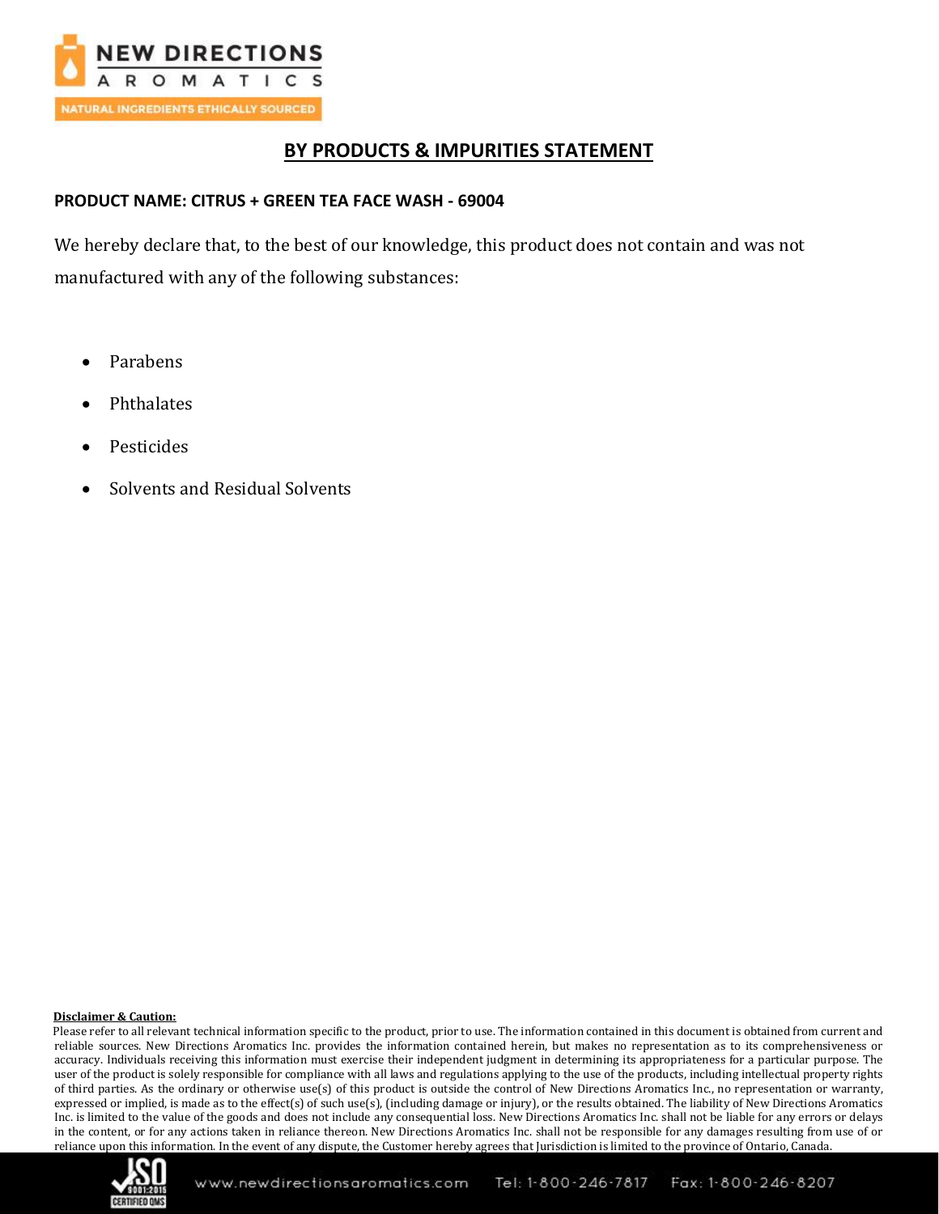# BY PRODUCTS & IMPURITIES STATEMENT

**PRODUCT NAME: CITRUS + GREEN TEA FACE WASH - 69004**

We hereby declare that, to the best of our knowledge, this product does not contain and was not manufactured with any of the following substances:

- Parabens
- Phthalates
- Pesticides
- Solvents and Residual Solvents

**Disclaimer & Caution:**

Please refer to all relevant technical information specific to the product, prior to use. The information contained in this document is obtained from current and reliable sources. New Directions Aromatics Inc. provides the information contained herein, but makes no representation as to its comprehensiveness or accuracy. Individuals receiving this information must exercise their independent judgment in determining its appropriateness for a particular purpose. The user of the product is solely responsible for compliance with all laws and regulations applying to the use of the products, including intellectual property rights of third parties. As the ordinary or otherwise use(s) of this product is outside the control of New Directions Aromatics Inc., no representation or warranty, expressed or implied, is made as to the effect(s) of such use(s), (including damage or injury), or the results obtained. The liability of New Directions Aromatics Inc. is limited to the value of the goods and does not include any consequential loss. New Directions Aromatics Inc. shall not be liable for any errors or delays in the content, or for any actions taken in reliance thereon. New Directions Aromatics Inc. shall not be responsible for any damages resulting from use of or reliance upon this information. In the event of any dispute, the Customer hereby agrees that Jurisdiction is limited to the province of Ontario, Canada.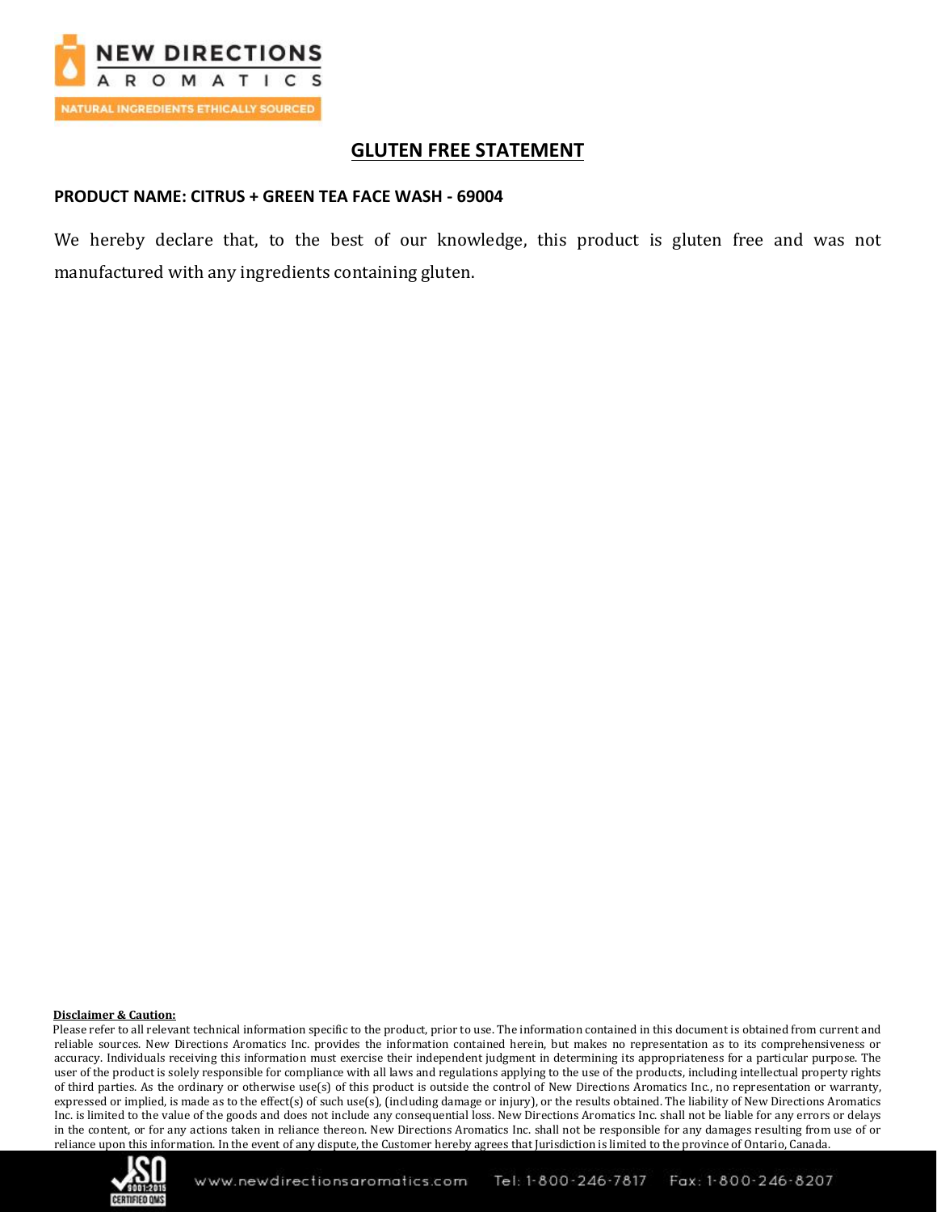# GLUTEN FREE STATEMENT

**PRODUCT NAME: CITRUS + GREEN TEA FACE WASH - 69004**

We hereby declare that, to the best of our knowledge, this product is gluten free and was not manufactured with any ingredients containing gluten.

**Disclaimer & Caution:**

Please refer to all relevant technical information specific to the product, prior to use. The information contained in this document is obtained from current and reliable sources. New Directions Aromatics Inc. provides the information contained herein, but makes no representation as to its comprehensiveness or accuracy. Individuals receiving this information must exercise their independent judgment in determining its appropriateness for a particular purpose. The user of the product is solely responsible for compliance with all laws and regulations applying to the use of the products, including intellectual property rights of third parties. As the ordinary or otherwise use(s) of this product is outside the control of New Directions Aromatics Inc., no representation or warranty, expressed or implied, is made as to the effect(s) of such use(s), (including damage or injury), or the results obtained. The liability of New Directions Aromatics Inc. is limited to the value of the goods and does not include any consequential loss. New Directions Aromatics Inc. shall not be liable for any errors or delays in the content, or for any actions taken in reliance thereon. New Directions Aromatics Inc. shall not be responsible for any damages resulting from use of or reliance upon this information. In the event of any dispute, the Customer hereby agrees that Jurisdiction is limited to the province of Ontario, Canada.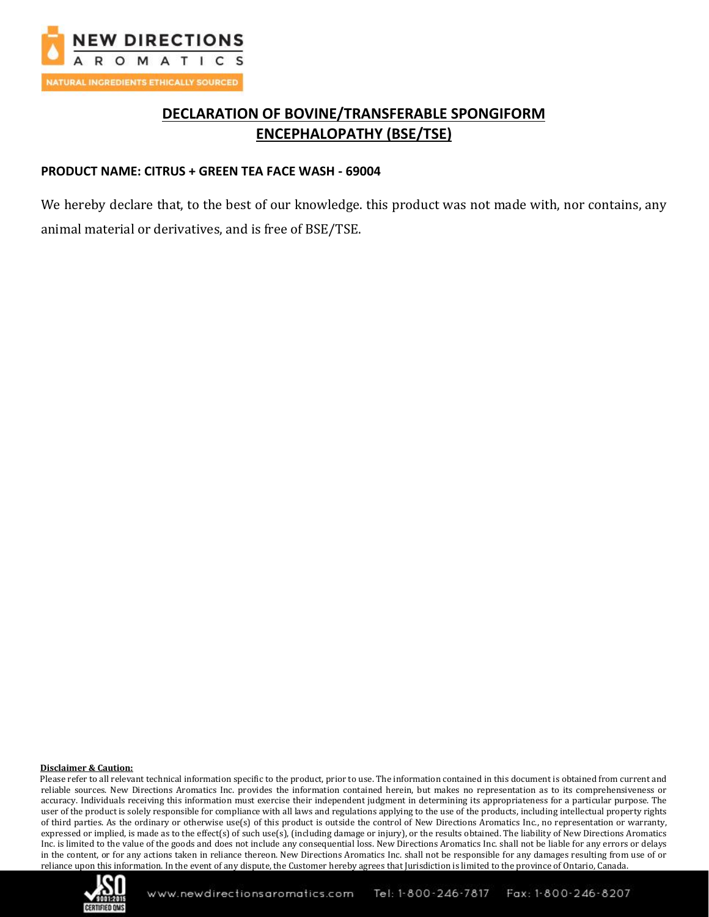## DECLARATION OF BOVINE/TRANSFERABLE SPONGIFORM ENCEPHALOPATHY (BSE/TSE)

**PRODUCT NAME: CITRUS + GREEN TEA FACE WASH - 69004**

We hereby declare that, to the best of our knowledge. this product was not made with, nor contains, any animal material or derivatives, and is free of BSE/TSE.

**Disclaimer & Caution:**

Please refer to all relevant technical information specific to the product, prior to use. The information contained in this document is obtained from current and reliable sources. New Directions Aromatics Inc. provides the information contained herein, but makes no representation as to its comprehensiveness or accuracy. Individuals receiving this information must exercise their independent judgment in determining its appropriateness for a particular purpose. The user of the product is solely responsible for compliance with all laws and regulations applying to the use of the products, including intellectual property rights of third parties. As the ordinary or otherwise use(s) of this product is outside the control of New Directions Aromatics Inc., no representation or warranty, expressed or implied, is made as to the effect(s) of such use(s), (including damage or injury), or the results obtained. The liability of New Directions Aromatics Inc. is limited to the value of the goods and does not include any consequential loss. New Directions Aromatics Inc. shall not be liable for any errors or delays in the content, or for any actions taken in reliance thereon. New Directions Aromatics Inc. shall not be responsible for any damages resulting from use of or reliance upon this information. In the event of any dispute, the Customer hereby agrees that Jurisdiction is limited to the province of Ontario, Canada.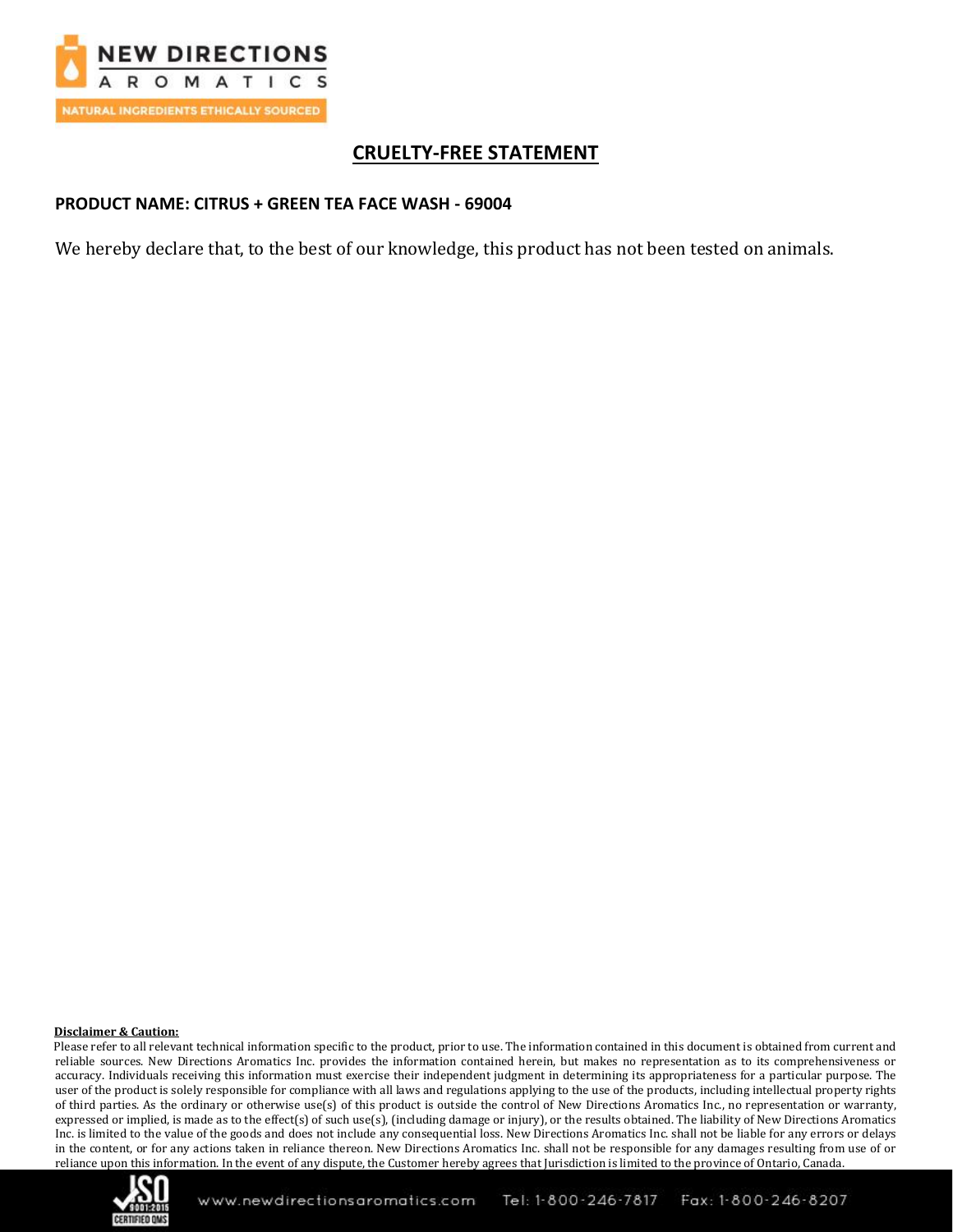# CRUELTY-FREE STATEMENT

**PRODUCT NAME: CITRUS + GREEN TEA FACE WASH - 69004**

We hereby declare that, to the best of our knowledge, this product has not been tested on animals.

**Disclaimer & Caution:**

Please refer to all relevant technical information specific to the product, prior to use. The information contained in this document is obtained from current and reliable sources. New Directions Aromatics Inc. provides the information contained herein, but makes no representation as to its comprehensiveness or accuracy. Individuals receiving this information must exercise their independent judgment in determining its appropriateness for a particular purpose. The user of the product is solely responsible for compliance with all laws and regulations applying to the use of the products, including intellectual property rights of third parties. As the ordinary or otherwise use(s) of this product is outside the control of New Directions Aromatics Inc., no representation or warranty, expressed or implied, is made as to the effect(s) of such use(s), (including damage or injury), or the results obtained. The liability of New Directions Aromatics Inc. is limited to the value of the goods and does not include any consequential loss. New Directions Aromatics Inc. shall not be liable for any errors or delays in the content, or for any actions taken in reliance thereon. New Directions Aromatics Inc. shall not be responsible for any damages resulting from use of or reliance upon this information. In the event of any dispute, the Customer hereby agrees that Jurisdiction is limited to the province of Ontario, Canada.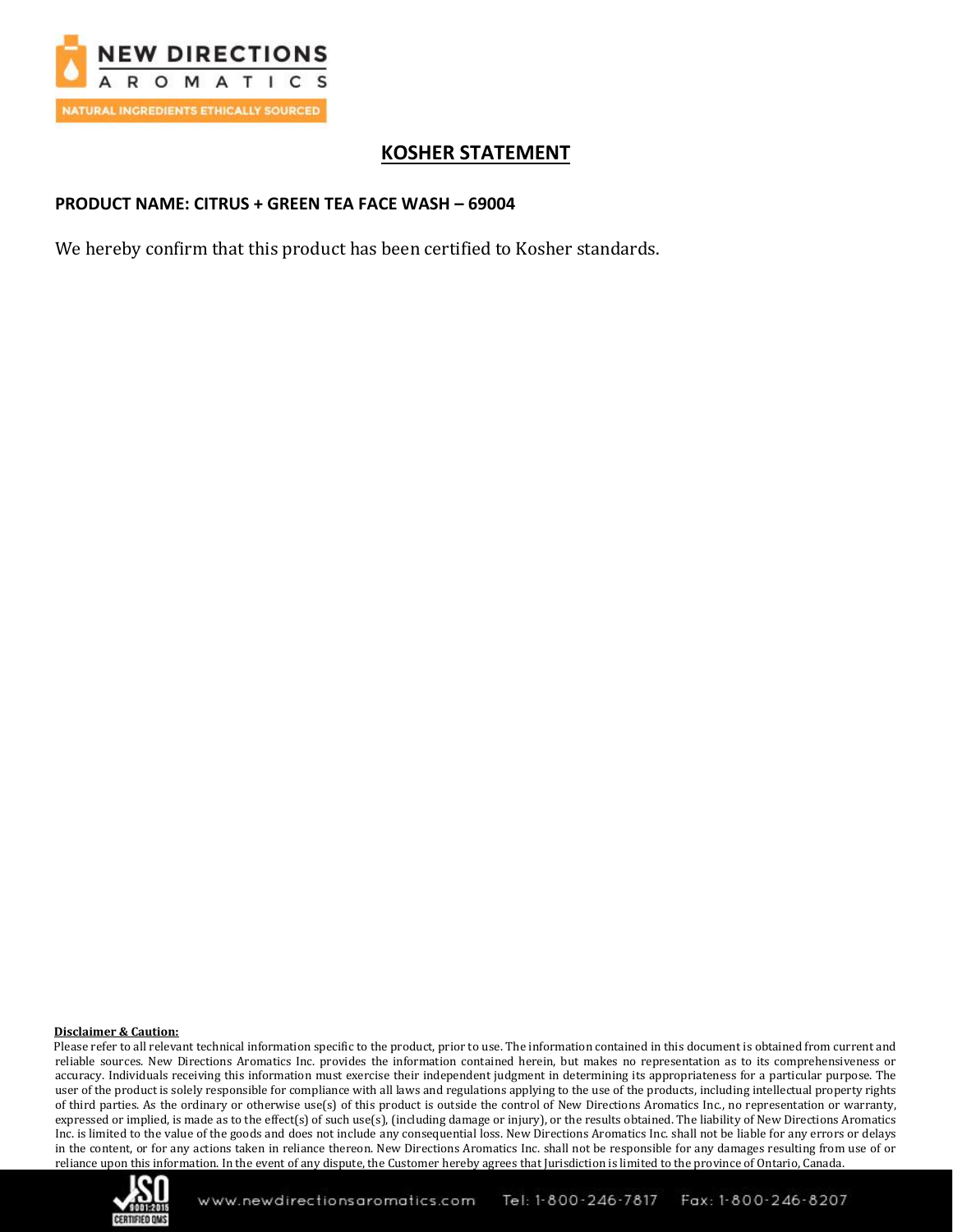# KOSHER STATEMENT

**PRODUCT NAME: CITRUS + GREEN TEA FACE WASH – 69004**

We hereby confirm that this product has been certified to Kosher standards.

**Disclaimer & Caution:**

Please refer to all relevant technical information specific to the product, prior to use. The information contained in this document is obtained from current and reliable sources. New Directions Aromatics Inc. provides the information contained herein, but makes no representation as to its comprehensiveness or accuracy. Individuals receiving this information must exercise their independent judgment in determining its appropriateness for a particular purpose. The user of the product is solely responsible for compliance with all laws and regulations applying to the use of the products, including intellectual property rights of third parties. As the ordinary or otherwise use(s) of this product is outside the control of New Directions Aromatics Inc., no representation or warranty, expressed or implied, is made as to the effect(s) of such use(s), (including damage or injury), or the results obtained. The liability of New Directions Aromatics Inc. is limited to the value of the goods and does not include any consequential loss. New Directions Aromatics Inc. shall not be liable for any errors or delays in the content, or for any actions taken in reliance thereon. New Directions Aromatics Inc. shall not be responsible for any damages resulting from use of or reliance upon this information. In the event of any dispute, the Customer hereby agrees that Jurisdiction is limited to the province of Ontario, Canada.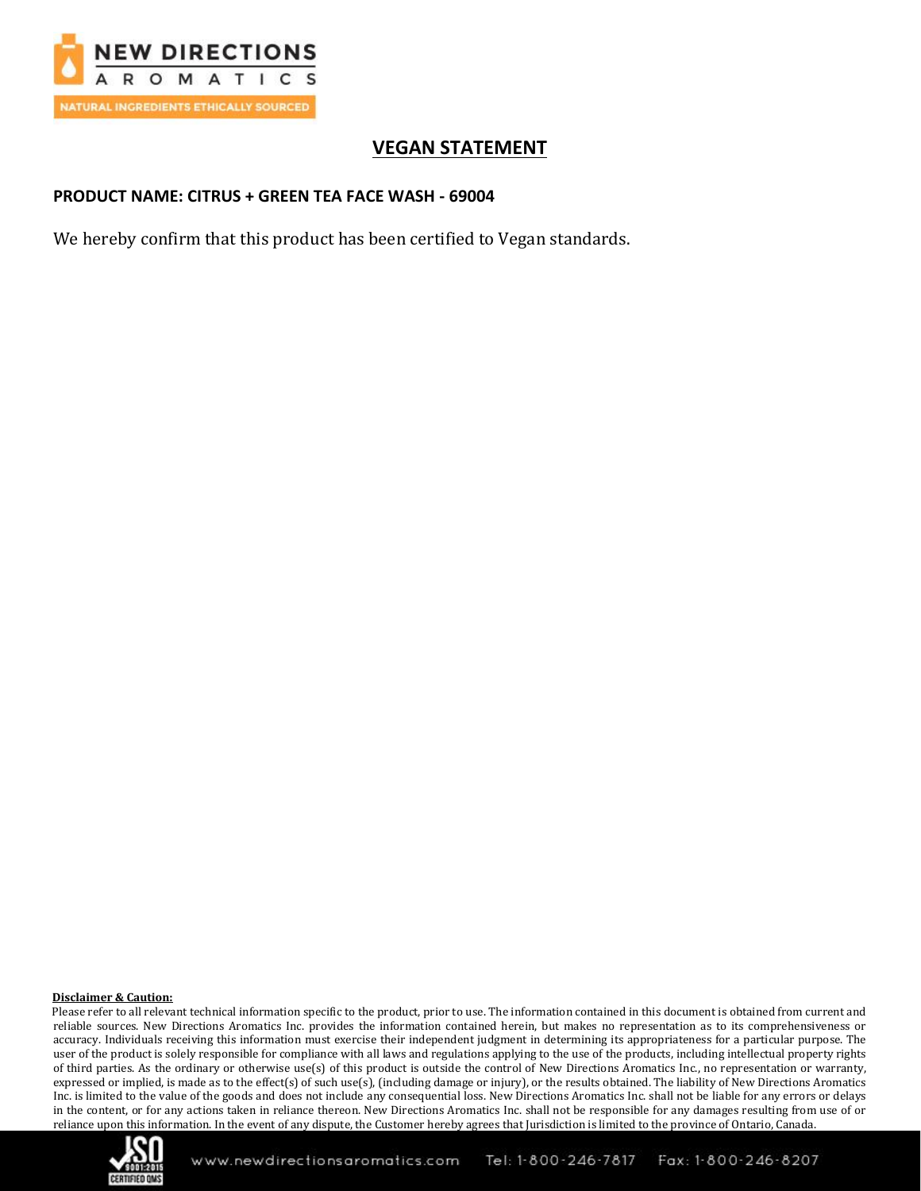# VEGAN STATEMENT

**PRODUCT NAME: CITRUS + GREEN TEA FACE WASH - 69004**

We hereby confirm that this product has been certified to Vegan standards.

**Disclaimer & Caution:**

Please refer to all relevant technical information specific to the product, prior to use. The information contained in this document is obtained from current and reliable sources. New Directions Aromatics Inc. provides the information contained herein, but makes no representation as to its comprehensiveness or accuracy. Individuals receiving this information must exercise their independent judgment in determining its appropriateness for a particular purpose. The user of the product is solely responsible for compliance with all laws and regulations applying to the use of the products, including intellectual property rights of third parties. As the ordinary or otherwise use(s) of this product is outside the control of New Directions Aromatics Inc., no representation or warranty, expressed or implied, is made as to the effect(s) of such use(s), (including damage or injury), or the results obtained. The liability of New Directions Aromatics Inc. is limited to the value of the goods and does not include any consequential loss. New Directions Aromatics Inc. shall not be liable for any errors or delays in the content, or for any actions taken in reliance thereon. New Directions Aromatics Inc. shall not be responsible for any damages resulting from use of or reliance upon this information. In the event of any dispute, the Customer hereby agrees that Jurisdiction is limited to the province of Ontario, Canada.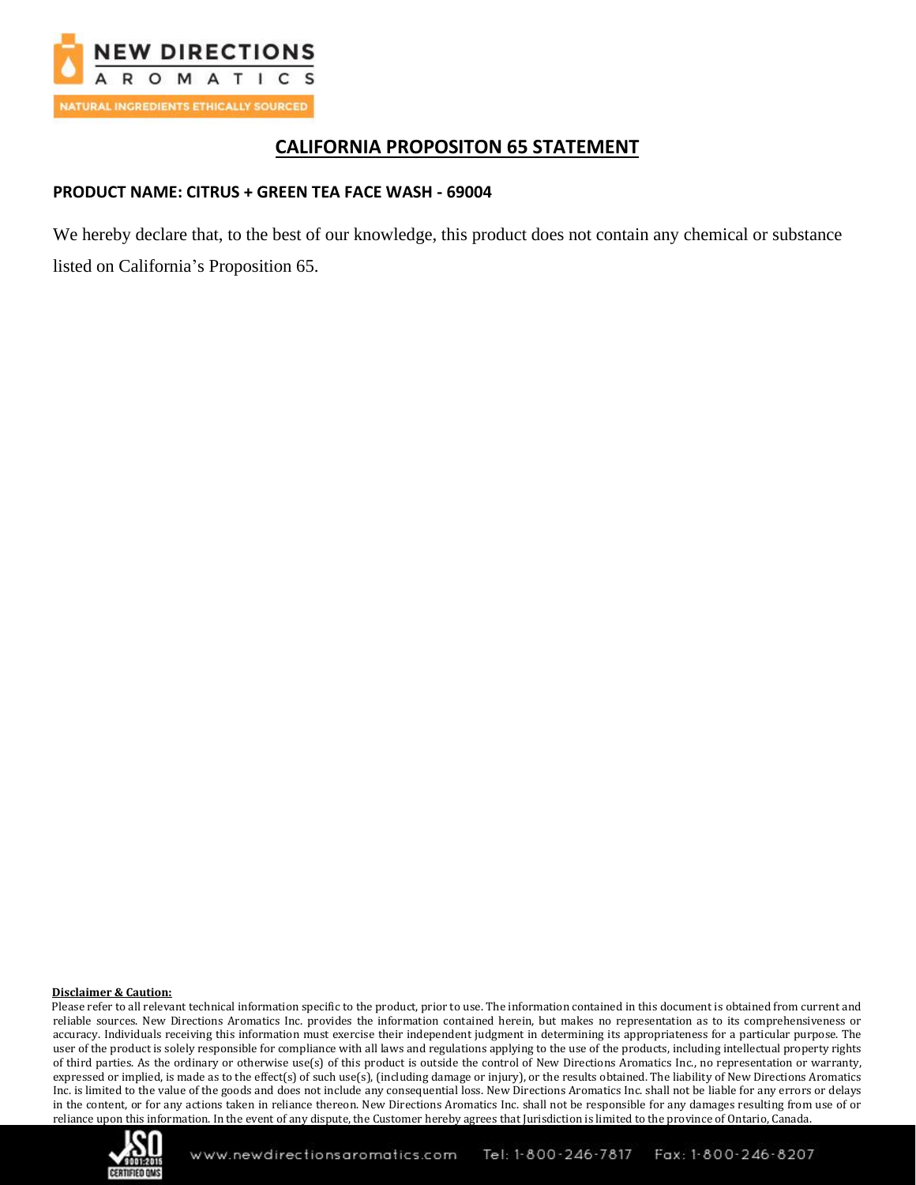## CALIFORNIA PROPOSITON 65 STATEMENT

**PRODUCT NAME: CITRUS + GREEN TEA FACE WASH - 69004**

We hereby declare that, to the best of our knowledge, this product does not contain any chemical or substance listed on California's Proposition 65.

**Disclaimer & Caution:**

Please refer to all relevant technical information specific to the product, prior to use. The information contained in this document is obtained from current and reliable sources. New Directions Aromatics Inc. provides the information contained herein, but makes no representation as to its comprehensiveness or accuracy. Individuals receiving this information must exercise their independent judgment in determining its appropriateness for a particular purpose. The user of the product is solely responsible for compliance with all laws and regulations applying to the use of the products, including intellectual property rights of third parties. As the ordinary or otherwise use(s) of this product is outside the control of New Directions Aromatics Inc., no representation or warranty, expressed or implied, is made as to the effect(s) of such use(s), (including damage or injury), or the results obtained. The liability of New Directions Aromatics Inc. is limited to the value of the goods and does not include any consequential loss. New Directions Aromatics Inc. shall not be liable for any errors or delays in the content, or for any actions taken in reliance thereon. New Directions Aromatics Inc. shall not be responsible for any damages resulting from use of or reliance upon this information. In the event of any dispute, the Customer hereby agrees that Jurisdiction is limited to the province of Ontario, Canada.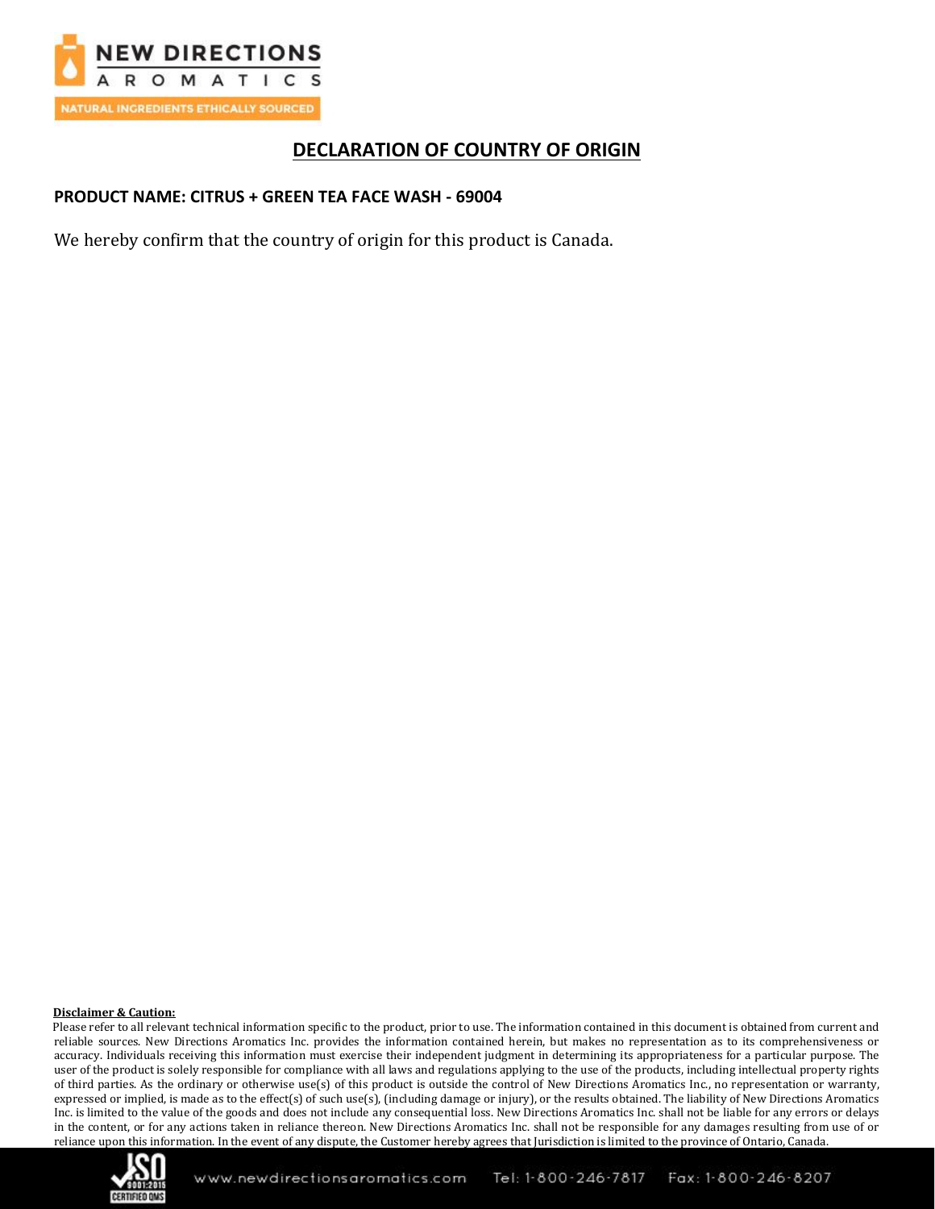## DECLARATION OF COUNTRY OF ORIGIN

**PRODUCT NAME: CITRUS + GREEN TEA FACE WASH - 69004**

We hereby confirm that the country of origin for this product is Canada.

**Disclaimer & Caution:**

Please refer to all relevant technical information specific to the product, prior to use. The information contained in this document is obtained from current and reliable sources. New Directions Aromatics Inc. provides the information contained herein, but makes no representation as to its comprehensiveness or accuracy. Individuals receiving this information must exercise their independent judgment in determining its appropriateness for a particular purpose. The user of the product is solely responsible for compliance with all laws and regulations applying to the use of the products, including intellectual property rights of third parties. As the ordinary or otherwise use(s) of this product is outside the control of New Directions Aromatics Inc., no representation or warranty, expressed or implied, is made as to the effect(s) of such use(s), (including damage or injury), or the results obtained. The liability of New Directions Aromatics Inc. is limited to the value of the goods and does not include any consequential loss. New Directions Aromatics Inc. shall not be liable for any errors or delays in the content, or for any actions taken in reliance thereon. New Directions Aromatics Inc. shall not be responsible for any damages resulting from use of or reliance upon this information. In the event of any dispute, the Customer hereby agrees that Jurisdiction is limited to the province of Ontario, Canada.